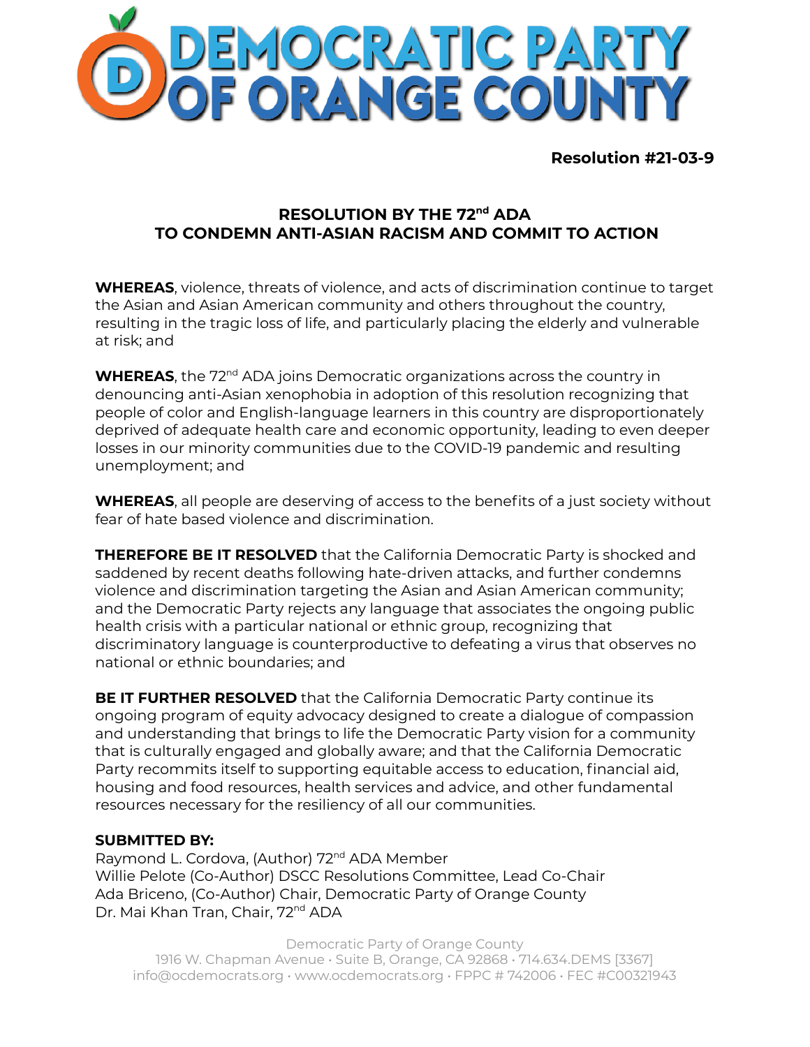# DEMOCRATIC PARTY OF ORANGE COUNTY

**Resolution #21-03-9**

## RESOLUTION BY THE 72nd ADA TO CONDEMN ANTI-ASIAN RACISM AND COMMIT TO ACTION

**WHEREAS**, violence, threats of violence, and acts of discrimination continue to target the Asian and Asian American community and others throughout the country, resulting in the tragic loss of life, and particularly placing the elderly and vulnerable at risk; and

**WHEREAS**, the 72nd ADA joins Democratic organizations across the country in denouncing anti-Asian xenophobia in adoption of this resolution recognizing that people of color and English-language learners in this country are disproportionately deprived of adequate health care and economic opportunity, leading to even deeper losses in our minority communities due to the COVID-19 pandemic and resulting unemployment; and

**WHEREAS**, all people are deserving of access to the benefits of a just society without fear of hate based violence and discrimination.

**THEREFORE BE IT RESOLVED** that the California Democratic Party is shocked and saddened by recent deaths following hate-driven attacks, and further condemns violence and discrimination targeting the Asian and Asian American community; and the Democratic Party rejects any language that associates the ongoing public health crisis with a particular national or ethnic group, recognizing that discriminatory language is counterproductive to defeating a virus that observes no national or ethnic boundaries; and

**BE IT FURTHER RESOLVED** that the California Democratic Party continue its ongoing program of equity advocacy designed to create a dialogue of compassion and understanding that brings to life the Democratic Party vision for a community that is culturally engaged and globally aware; and that the California Democratic Party recommits itself to supporting equitable access to education, financial aid, housing and food resources, health services and advice, and other fundamental resources necessary for the resiliency of all our communities.

**SUBMITTED BY:**
Raymond L. Cordova, (Author) 72nd ADA Member
Willie Pelote (Co-Author) DSCC Resolutions Committee, Lead Co-Chair
Ada Briceno, (Co-Author) Chair, Democratic Party of Orange County
Dr. Mai Khan Tran, Chair, 72nd ADA

Democratic Party of Orange County
1916 W. Chapman Avenue • Suite B, Orange, CA 92868 • 714.634.DEMS [3367]
info@ocdemocrats.org • www.ocdemocrats.org • FPPC # 742006 • FEC #C00321943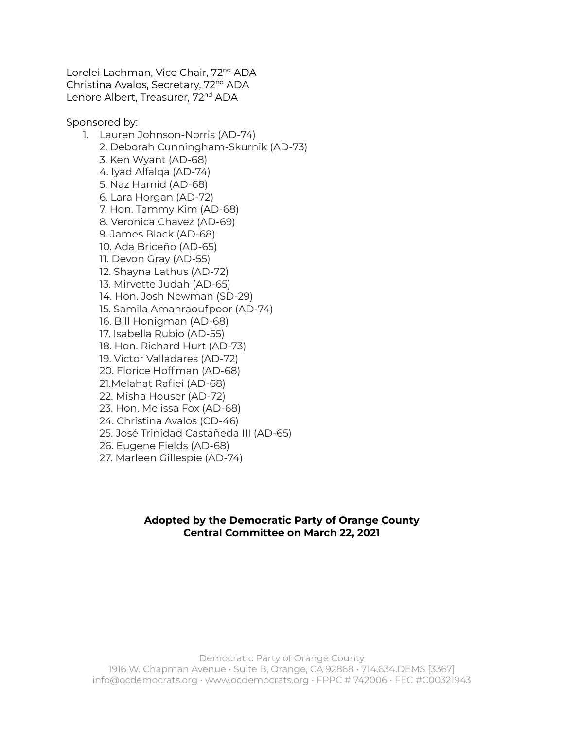Lorelei Lachman, Vice Chair, 72nd ADA
Christina Avalos, Secretary, 72nd ADA
Lenore Albert, Treasurer, 72nd ADA

Sponsored by:

1. Lauren Johnson-Norris (AD-74)
2. Deborah Cunningham-Skurnik (AD-73)
3. Ken Wyant (AD-68)
4. Iyad Alfalqa (AD-74)
5. Naz Hamid (AD-68)
6. Lara Horgan (AD-72)
7. Hon. Tammy Kim (AD-68)
8. Veronica Chavez (AD-69)
9. James Black (AD-68)
10. Ada Briceño (AD-65)
11. Devon Gray (AD-55)
12. Shayna Lathus (AD-72)
13. Mirvette Judah (AD-65)
14. Hon. Josh Newman (SD-29)
15. Samila Amanraoufpoor (AD-74)
16. Bill Honigman (AD-68)
17. Isabella Rubio (AD-55)
18. Hon. Richard Hurt (AD-73)
19. Victor Valladares (AD-72)
20. Florice Hoffman (AD-68)
21. Melahat Rafiei (AD-68)
22. Misha Houser (AD-72)
23. Hon. Melissa Fox (AD-68)
24. Christina Avalos (CD-46)
25. José Trinidad Castañeda III (AD-65)
26. Eugene Fields (AD-68)
27. Marleen Gillespie (AD-74)

**Adopted by the Democratic Party of Orange County Central Committee on March 22, 2021**

Democratic Party of Orange County
1916 W. Chapman Avenue • Suite B, Orange, CA 92868 • 714.634.DEMS [3367]
info@ocdemocrats.org • www.ocdemocrats.org • FPPC # 742006 • FEC #C00321943